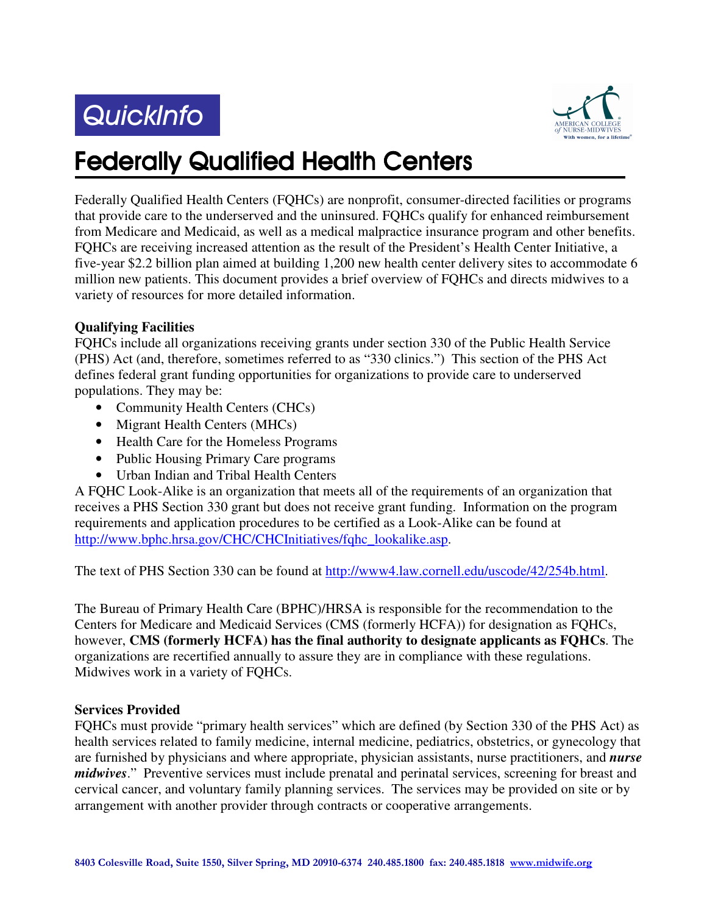QuickInfo

# Federally Qualified Health Centers

Federally Qualified Health Centers (FQHCs) are nonprofit, consumer-directed facilities or programs that provide care to the underserved and the uninsured. FQHCs qualify for enhanced reimbursement from Medicare and Medicaid, as well as a medical malpractice insurance program and other benefits. FQHCs are receiving increased attention as the result of the President's Health Center Initiative, a five-year $2.2 billion plan aimed at building 1,200 new health center delivery sites to accommodate 6 million new patients. This document provides a brief overview of FQHCs and directs midwives to a variety of resources for more detailed information.

**Qualifying Facilities**

FQHCs include all organizations receiving grants under section 330 of the Public Health Service (PHS) Act (and, therefore, sometimes referred to as "330 clinics.") This section of the PHS Act defines federal grant funding opportunities for organizations to provide care to underserved populations. They may be:

- Community Health Centers (CHCs)
- Migrant Health Centers (MHCs)
- Health Care for the Homeless Programs
- Public Housing Primary Care programs
- Urban Indian and Tribal Health Centers

A FQHC Look-Alike is an organization that meets all of the requirements of an organization that receives a PHS Section 330 grant but does not receive grant funding. Information on the program requirements and application procedures to be certified as a Look-Alike can be found at http://www.bphc.hrsa.gov/CHC/CHCInitiatives/fqhc_lookalike.asp.

The text of PHS Section 330 can be found at http://www4.law.cornell.edu/uscode/42/254b.html.

The Bureau of Primary Health Care (BPHC)/HRSA is responsible for the recommendation to the Centers for Medicare and Medicaid Services (CMS (formerly HCFA)) for designation as FQHCs, however, **CMS (formerly HCFA) has the final authority to designate applicants as FQHCs**. The organizations are recertified annually to assure they are in compliance with these regulations. Midwives work in a variety of FQHCs.

**Services Provided**

FQHCs must provide "primary health services" which are defined (by Section 330 of the PHS Act) as health services related to family medicine, internal medicine, pediatrics, obstetrics, or gynecology that are furnished by physicians and where appropriate, physician assistants, nurse practitioners, and ***nurse midwives***." Preventive services must include prenatal and perinatal services, screening for breast and cervical cancer, and voluntary family planning services. The services may be provided on site or by arrangement with another provider through contracts or cooperative arrangements.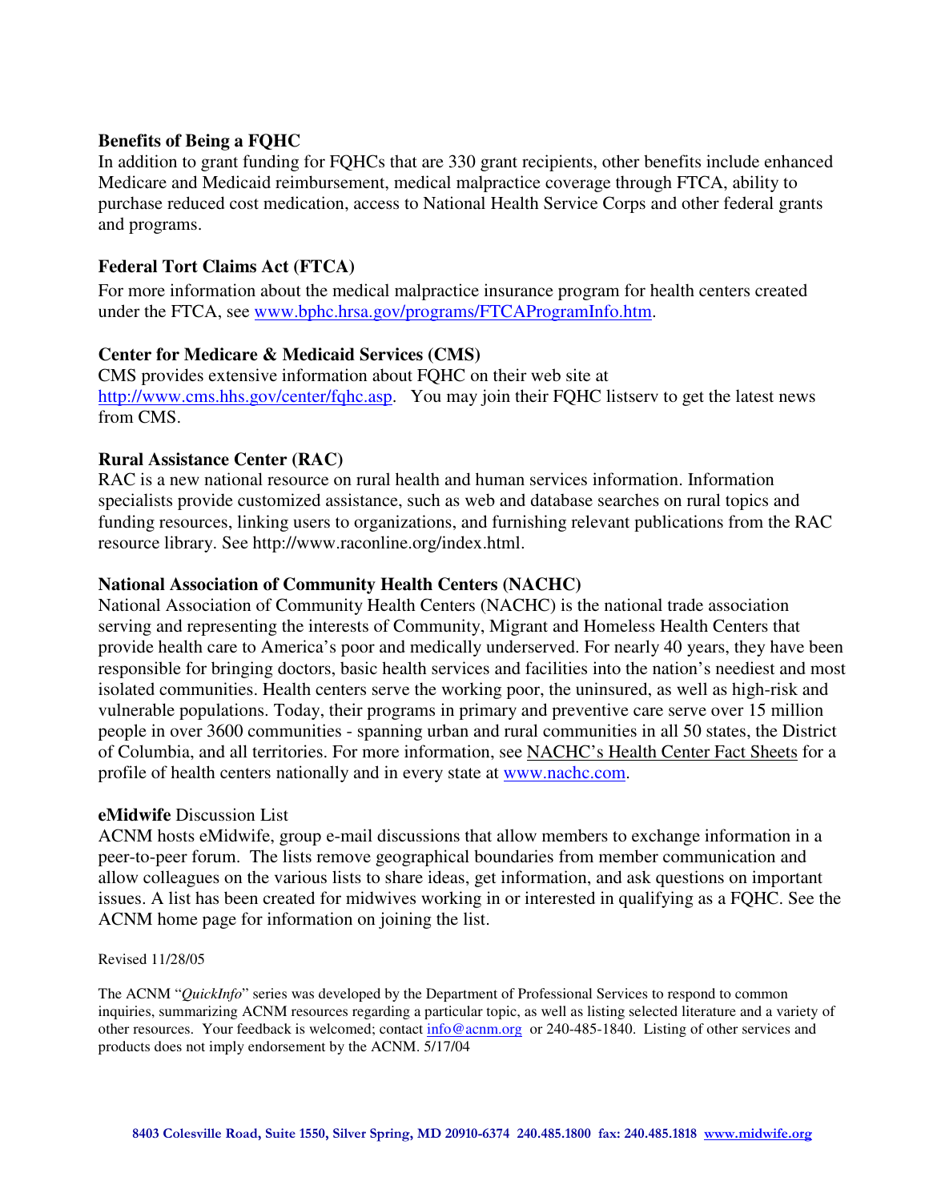### Benefits of Being a FQHC

In addition to grant funding for FQHCs that are 330 grant recipients, other benefits include enhanced Medicare and Medicaid reimbursement, medical malpractice coverage through FTCA, ability to purchase reduced cost medication, access to National Health Service Corps and other federal grants and programs.

### Federal Tort Claims Act (FTCA)

For more information about the medical malpractice insurance program for health centers created under the FTCA, see www.bphc.hrsa.gov/programs/FTCAProgramInfo.htm.

### Center for Medicare & Medicaid Services (CMS)

CMS provides extensive information about FQHC on their web site at http://www.cms.hhs.gov/center/fqhc.asp. You may join their FQHC listserv to get the latest news from CMS.

### Rural Assistance Center (RAC)

RAC is a new national resource on rural health and human services information. Information specialists provide customized assistance, such as web and database searches on rural topics and funding resources, linking users to organizations, and furnishing relevant publications from the RAC resource library. See http://www.raconline.org/index.html.

### National Association of Community Health Centers (NACHC)

National Association of Community Health Centers (NACHC) is the national trade association serving and representing the interests of Community, Migrant and Homeless Health Centers that provide health care to America's poor and medically underserved. For nearly 40 years, they have been responsible for bringing doctors, basic health services and facilities into the nation's neediest and most isolated communities. Health centers serve the working poor, the uninsured, as well as high-risk and vulnerable populations. Today, their programs in primary and preventive care serve over 15 million people in over 3600 communities - spanning urban and rural communities in all 50 states, the District of Columbia, and all territories. For more information, see NACHC's Health Center Fact Sheets for a profile of health centers nationally and in every state at www.nachc.com.

### **eMidwife** Discussion List

ACNM hosts eMidwife, group e-mail discussions that allow members to exchange information in a peer-to-peer forum. The lists remove geographical boundaries from member communication and allow colleagues on the various lists to share ideas, get information, and ask questions on important issues. A list has been created for midwives working in or interested in qualifying as a FQHC. See the ACNM home page for information on joining the list.

Revised 11/28/05

The ACNM "*QuickInfo*" series was developed by the Department of Professional Services to respond to common inquiries, summarizing ACNM resources regarding a particular topic, as well as listing selected literature and a variety of other resources. Your feedback is welcomed; contact info@acnm.org or 240-485-1840. Listing of other services and products does not imply endorsement by the ACNM. 5/17/04

**8403 Colesville Road, Suite 1550, Silver Spring, MD 20910-6374 240.485.1800 fax: 240.485.1818 www.midwife.org**